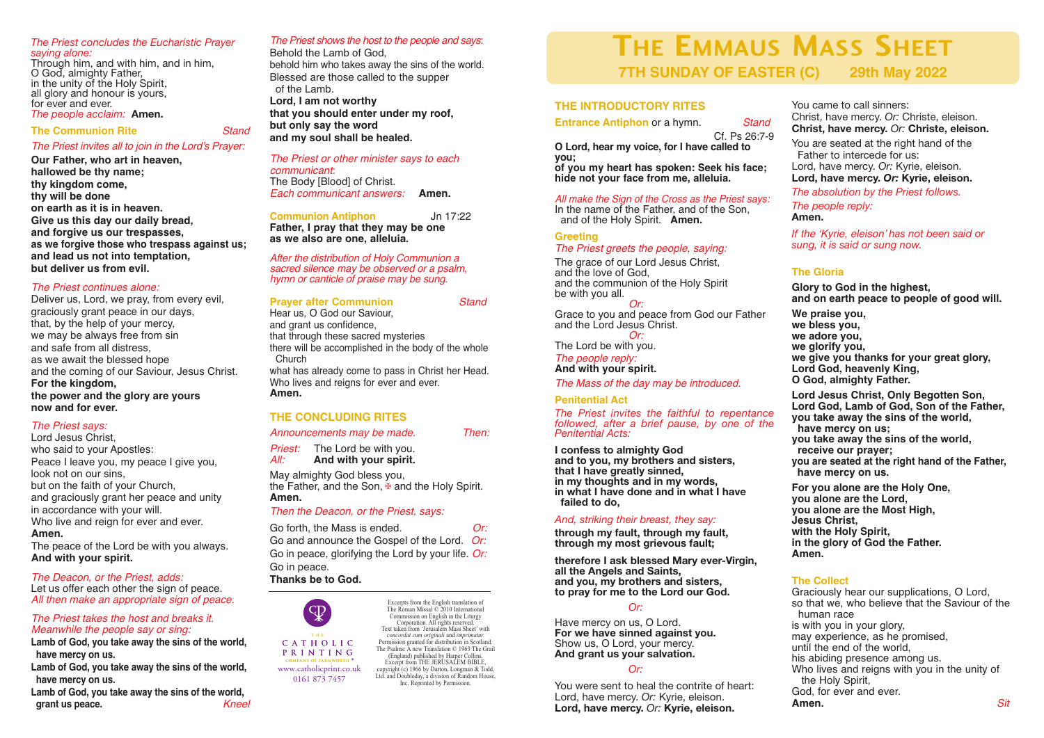# The Emmaus Mass Sheet

## 7TH SUNDAY OF EASTER (C) 29th May 2022

## THE INTRODUCTORY RITES

### Entrance Antiphon or a hymn. *Stand*

Cf. Ps 26:7-9

**O Lord, hear my voice, for I have called to you;**
**of you my heart has spoken: Seek his face;**
**hide not your face from me, alleluia.**

*All make the Sign of the Cross as the Priest says:*
In the name of the Father, and of the Son, and of the Holy Spirit. **Amen.**

### Greeting

*The Priest greets the people, saying:*

The grace of our Lord Jesus Christ,
and the love of God,
and the communion of the Holy Spirit
be with you all.

*Or:*

Grace to you and peace from God our Father
and the Lord Jesus Christ.

*Or:*

The Lord be with you.

*The people reply:*
**And with your spirit.**

*The Mass of the day may be introduced.*

### Penitential Act

*The Priest invites the faithful to repentance followed, after a brief pause, by one of the Penitential Acts:*

**I confess to almighty God**
**and to you, my brothers and sisters,**
**that I have greatly sinned,**
**in my thoughts and in my words,**
**in what I have done and in what I have failed to do,**

*And, striking their breast, they say:*

**through my fault, through my fault,**
**through my most grievous fault;**

**therefore I ask blessed Mary ever-Virgin,**
**all the Angels and Saints,**
**and you, my brothers and sisters,**
**to pray for me to the Lord our God.**

*Or:*

Have mercy on us, O Lord.
**For we have sinned against you.**
Show us, O Lord, your mercy.
**And grant us your salvation.**

*Or:*

You were sent to heal the contrite of heart:
Lord, have mercy. *Or:* Kyrie, eleison.
**Lord, have mercy.** *Or:* **Kyrie, eleison.**

You came to call sinners:
Christ, have mercy. *Or:* Christe, eleison.
**Christ, have mercy.** *Or:* **Christe, eleison.**

You are seated at the right hand of the Father to intercede for us:
Lord, have mercy. *Or:* Kyrie, eleison.
**Lord, have mercy.** *Or:* **Kyrie, eleison.**

*The absolution by the Priest follows.*

*The people reply:*
**Amen.**

*If the 'Kyrie, eleison' has not been said or sung, it is said or sung now.*

### The Gloria

**Glory to God in the highest,**
**and on earth peace to people of good will.**

**We praise you,**
**we bless you,**
**we adore you,**
**we glorify you,**
**we give you thanks for your great glory,**
**Lord God, heavenly King,**
**O God, almighty Father.**

**Lord Jesus Christ, Only Begotten Son,**
**Lord God, Lamb of God, Son of the Father,**
**you take away the sins of the world,**
**have mercy on us;**
**you take away the sins of the world,**
**receive our prayer;**
**you are seated at the right hand of the Father,**
**have mercy on us.**

**For you alone are the Holy One,**
**you alone are the Lord,**
**you alone are the Most High,**
**Jesus Christ,**
**with the Holy Spirit,**
**in the glory of God the Father.**
**Amen.**

### The Collect

Graciously hear our supplications, O Lord,
so that we, who believe that the Saviour of the human race
is with you in your glory,
may experience, as he promised,
until the end of the world,
his abiding presence among us.
Who lives and reigns with you in the unity of the Holy Spirit,
God, for ever and ever.
**Amen.** *Sit*

---

*The Priest concludes the Eucharistic Prayer saying alone:*
Through him, and with him, and in him,
O God, almighty Father,
in the unity of the Holy Spirit,
all glory and honour is yours,
for ever and ever.
*The people acclaim:* **Amen.**

### The Communion Rite *Stand*

*The Priest invites all to join in the Lord's Prayer:*

**Our Father, who art in heaven,**
**hallowed be thy name;**
**thy kingdom come,**
**thy will be done**
**on earth as it is in heaven.**
**Give us this day our daily bread,**
**and forgive us our trespasses,**
**as we forgive those who trespass against us;**
**and lead us not into temptation,**
**but deliver us from evil.**

*The Priest continues alone:*
Deliver us, Lord, we pray, from every evil,
graciously grant peace in our days,
that, by the help of your mercy,
we may be always free from sin
and safe from all distress,
as we await the blessed hope
and the coming of our Saviour, Jesus Christ.
**For the kingdom,**
**the power and the glory are yours**
**now and for ever.**

*The Priest says:*
Lord Jesus Christ,
who said to your Apostles:
Peace I leave you, my peace I give you,
look not on our sins,
but on the faith of your Church,
and graciously grant her peace and unity
in accordance with your will.
Who live and reign for ever and ever.
**Amen.**
The peace of the Lord be with you always.
**And with your spirit.**

*The Deacon, or the Priest, adds:*
Let us offer each other the sign of peace.
*All then make an appropriate sign of peace.*

*The Priest takes the host and breaks it. Meanwhile the people say or sing:*

**Lamb of God, you take away the sins of the world, have mercy on us.**
**Lamb of God, you take away the sins of the world, have mercy on us.**
**Lamb of God, you take away the sins of the world, grant us peace.** *Kneel*

*The Priest shows the host to the people and says:*
Behold the Lamb of God,
behold him who takes away the sins of the world.
Blessed are those called to the supper of the Lamb.
**Lord, I am not worthy**
**that you should enter under my roof,**
**but only say the word**
**and my soul shall be healed.**

*The Priest or other minister says to each communicant:*
The Body [Blood] of Christ.
*Each communicant answers:* **Amen.**

### Communion Antiphon Jn 17:22

**Father, I pray that they may be one**
**as we also are one, alleluia.**

*After the distribution of Holy Communion a sacred silence may be observed or a psalm, hymn or canticle of praise may be sung.*

### Prayer after Communion *Stand*

Hear us, O God our Saviour,
and grant us confidence,
that through these sacred mysteries
there will be accomplished in the body of the whole Church
what has already come to pass in Christ her Head.
Who lives and reigns for ever and ever.
**Amen.**

## THE CONCLUDING RITES

*Announcements may be made.* *Then:*

*Priest:* The Lord be with you.
*All:* **And with your spirit.**

May almighty God bless you,
the Father, and the Son, ✠ and the Holy Spirit.
**Amen.**

*Then the Deacon, or the Priest, says:*

Go forth, the Mass is ended. *Or:*
Go and announce the Gospel of the Lord. *Or:*
Go in peace, glorifying the Lord by your life. *Or:*
Go in peace.
**Thanks be to God.**

---

THE CATHOLIC PRINTING COMPANY OF FARNWORTH
www.catholicprint.co.uk
0161 873 7457

Excerpts from the English translation of The Roman Missal © 2010 International Commission on English in the Liturgy Corporation. All rights reserved. Text taken from 'Jerusalem Mass Sheet' with *concordat cum originali* and *imprimatur.* Permission granted for distribution in Scotland. The Psalms: A new Translation © 1963 The Grail (England) published by Harper Collins. Excerpt from THE JERUSALEM BIBLE, copyright (c) 1966 by Darton, Longman & Todd, Ltd. and Doubleday, a division of Random House, Inc. Reprinted by Permission.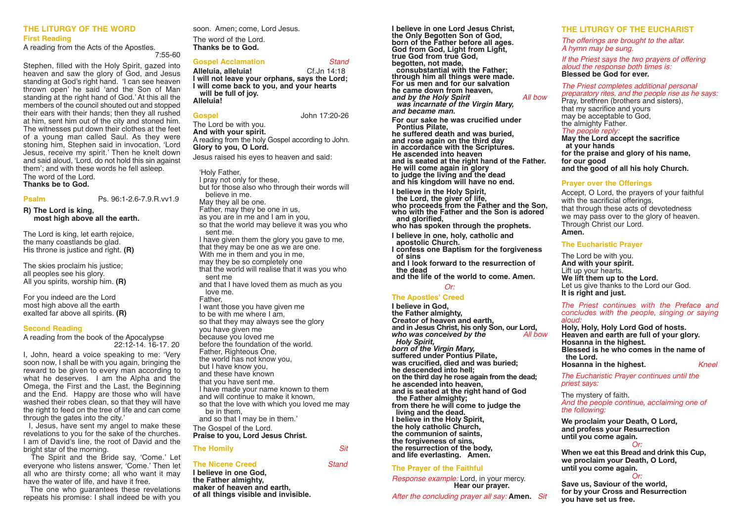## THE LITURGY OF THE WORD

### First Reading

A reading from the Acts of the Apostles. 7:55-60

Stephen, filled with the Holy Spirit, gazed into heaven and saw the glory of God, and Jesus standing at God's right hand. 'I can see heaven thrown open' he said 'and the Son of Man standing at the right hand of God.' At this all the members of the council shouted out and stopped their ears with their hands; then they all rushed at him, sent him out of the city and stoned him. The witnesses put down their clothes at the feet of a young man called Saul. As they were stoning him, Stephen said in invocation, 'Lord Jesus, receive my spirit.' Then he knelt down and said aloud, 'Lord, do not hold this sin against them'; and with these words he fell asleep.

The word of the Lord.
**Thanks be to God.**

### Psalm

Ps. 96:1-2.6-7.9.R.vv1.9

**R) The Lord is king,
most high above all the earth.**

The Lord is king, let earth rejoice,
the many coastlands be glad.
His throne is justice and right. **(R)**

The skies proclaim his justice;
all peoples see his glory.
All you spirits, worship him. **(R)**

For you indeed are the Lord
most high above all the earth
exalted far above all spirits. **(R)**

### Second Reading

A reading from the book of the Apocalypse 22:12-14. 16-17. 20

I, John, heard a voice speaking to me: 'Very soon now, I shall be with you again, bringing the reward to be given to every man according to what he deserves. I am the Alpha and the Omega, the First and the Last, the Beginning and the End. Happy are those who will have washed their robes clean, so that they will have the right to feed on the tree of life and can come through the gates into the city.'

I, Jesus, have sent my angel to make these revelations to you for the sake of the churches. I am of David's line, the root of David and the bright star of the morning.

The Spirit and the Bride say, 'Come.' Let everyone who listens answer, 'Come.' Then let all who are thirsty come; all who want it may have the water of life, and have it free.

The one who guarantees these revelations repeats his promise: I shall indeed be with you soon. Amen; come, Lord Jesus.

The word of the Lord.
**Thanks be to God.**

### Gospel Acclamation

*Stand*

**Alleluia, alleluia!** Cf.Jn 14:18
**I will not leave your orphans, says the Lord;
I will come back to you, and your hearts
will be full of joy.
Alleluia!**

### Gospel

John 17:20-26

The Lord be with you.
**And with your spirit.**
A reading from the holy Gospel according to John.
**Glory to you, O Lord.**

Jesus raised his eyes to heaven and said:

'Holy Father,
I pray not only for these,
but for those also who through their words will believe in me.
May they all be one.
Father, may they be one in us,
as you are in me and I am in you,
so that the world may believe it was you who sent me.
I have given them the glory you gave to me,
that they may be one as we are one.
With me in them and you in me,
may they be so completely one
that the world will realise that it was you who sent me
and that I have loved them as much as you love me.
Father,
I want those you have given me
to be with me where I am,
so that they may always see the glory
you have given me
because you loved me
before the foundation of the world.
Father, Righteous One,
the world has not known you,
but I have know you,
and these have known
that you have sent me.
I have made your name known to them
and will continue to make it known,
so that the love with which you loved me may be in them,
and so that I may be in them.'

The Gospel of the Lord.
**Praise to you, Lord Jesus Christ.**

### The Homily

*Sit*

### The Nicene Creed

*Stand*

**I believe in one God,
the Father almighty,
maker of heaven and earth,
of all things visible and invisible.**

**I believe in one Lord Jesus Christ,
the Only Begotten Son of God,
born of the Father before all ages.
God from God, Light from Light,
true God from true God,
begotten, not made,
consubstantial with the Father;
through him all things were made.
For us men and for our salvation
he came down from heaven,
*and by the Holy Spirit*** *All bow*
***was incarnate of the Virgin Mary,
and became man.***

**For our sake he was crucified under
Pontius Pilate,
he suffered death and was buried,
and rose again on the third day
in accordance with the Scriptures.
He ascended into heaven
and is seated at the right hand of the Father.
He will come again in glory
to judge the living and the dead
and his kingdom will have no end.**

**I believe in the Holy Spirit,
the Lord, the giver of life,
who proceeds from the Father and the Son,
who with the Father and the Son is adored
and glorified,
who has spoken through the prophets.**

**I believe in one, holy, catholic and
apostolic Church.
I confess one Baptism for the forgiveness
of sins
and I look forward to the resurrection of
the dead
and the life of the world to come. Amen.**

*Or:*

### The Apostles' Creed

**I believe in God,
the Father almighty,
Creator of heaven and earth,
and in Jesus Christ, his only Son, our Lord,
*who was conceived by the*** *All bow*
***Holy Spirit,
born of the Virgin Mary,*
suffered under Pontius Pilate,
was crucified, died and was buried;
he descended into hell;
on the third day he rose again from the dead;
he ascended into heaven,
and is seated at the right hand of God
the Father almighty;
from there he will come to judge the
living and the dead.
I believe in the Holy Spirit,
the holy catholic Church,
the communion of saints,
the forgiveness of sins,
the resurrection of the body,
and life everlasting. Amen.**

### The Prayer of the Faithful

*Response example:* Lord, in your mercy.
**Hear our prayer.**

*After the concluding prayer all say:* **Amen.** *Sit*

## THE LITURGY OF THE EUCHARIST

*The offerings are brought to the altar.
A hymn may be sung.*

*If the Priest says the two prayers of offering aloud the response both times is:*
**Blessed be God for ever.**

*The Priest completes additional personal preparatory rites, and the people rise as he says:*
Pray, brethren (brothers and sisters),
that my sacrifice and yours
may be acceptable to God,
the almighty Father.
*The people reply:*
**May the Lord accept the sacrifice
at your hands
for the praise and glory of his name,
for our good
and the good of all his holy Church.**

### Prayer over the Offerings

Accept, O Lord, the prayers of your faithful
with the sacrificial offerings,
that through these acts of devotedness
we may pass over to the glory of heaven.
Through Christ our Lord.
**Amen.**

### The Eucharistic Prayer

The Lord be with you.
**And with your spirit.**
Lift up your hearts.
**We lift them up to the Lord.**
Let us give thanks to the Lord our God.
**It is right and just.**

*The Priest continues with the Preface and concludes with the people, singing or saying aloud:*
**Holy, Holy, Holy Lord God of hosts.
Heaven and earth are full of your glory.
Hosanna in the highest.
Blessed is he who comes in the name of
the Lord.
Hosanna in the highest.** *Kneel*

*The Eucharistic Prayer continues until the priest says:*

The mystery of faith.
*And the people continue, acclaiming one of the following:*

**We proclaim your Death, O Lord,
and profess your Resurrection
until you come again.**

*Or:*

**When we eat this Bread and drink this Cup,
we proclaim your Death, O Lord,
until you come again.**

*Or:*

**Save us, Saviour of the world,
for by your Cross and Resurrection
you have set us free.**